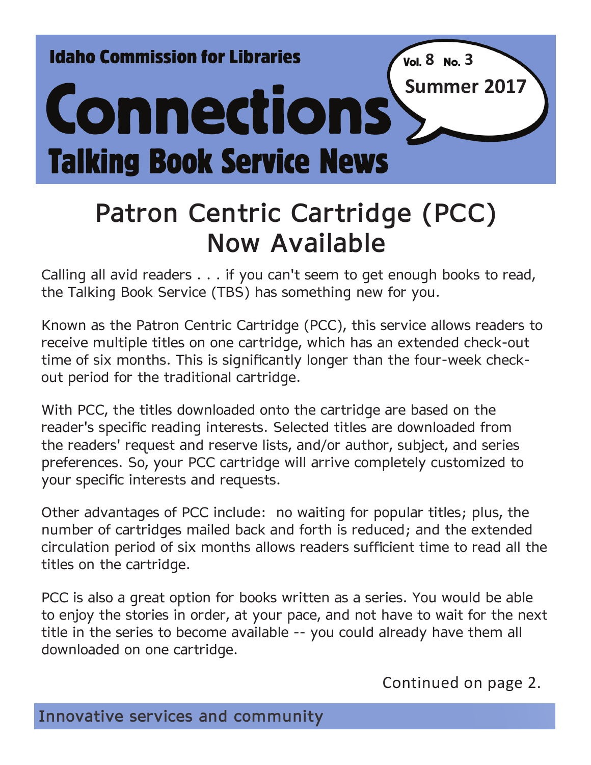Idaho Commission for Libraries

# Connections

## Talking Book Service News

Vol. 8 No. 3
Summer 2017

# Patron Centric Cartridge (PCC) Now Available

Calling all avid readers . . . if you can't seem to get enough books to read, the Talking Book Service (TBS) has something new for you.

Known as the Patron Centric Cartridge (PCC), this service allows readers to receive multiple titles on one cartridge, which has an extended check-out time of six months. This is significantly longer than the four-week check-out period for the traditional cartridge.

With PCC, the titles downloaded onto the cartridge are based on the reader's specific reading interests. Selected titles are downloaded from the readers' request and reserve lists, and/or author, subject, and series preferences. So, your PCC cartridge will arrive completely customized to your specific interests and requests.

Other advantages of PCC include: no waiting for popular titles; plus, the number of cartridges mailed back and forth is reduced; and the extended circulation period of six months allows readers sufficient time to read all the titles on the cartridge.

PCC is also a great option for books written as a series. You would be able to enjoy the stories in order, at your pace, and not have to wait for the next title in the series to become available -- you could already have them all downloaded on one cartridge.

Continued on page 2.

Innovative services and community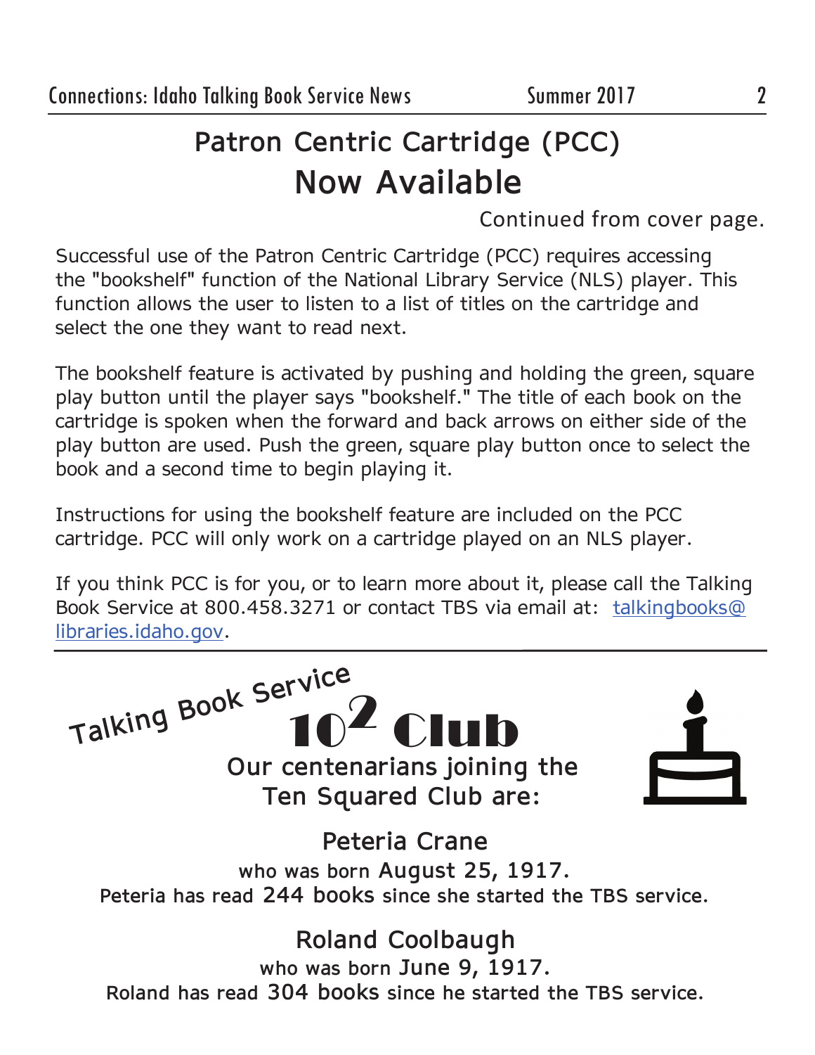# Patron Centric Cartridge (PCC) Now Available

Continued from cover page.

Successful use of the Patron Centric Cartridge (PCC) requires accessing the "bookshelf" function of the National Library Service (NLS) player. This function allows the user to listen to a list of titles on the cartridge and select the one they want to read next.

The bookshelf feature is activated by pushing and holding the green, square play button until the player says "bookshelf." The title of each book on the cartridge is spoken when the forward and back arrows on either side of the play button are used. Push the green, square play button once to select the book and a second time to begin playing it.

Instructions for using the bookshelf feature are included on the PCC cartridge. PCC will only work on a cartridge played on an NLS player.

If you think PCC is for you, or to learn more about it, please call the Talking Book Service at 800.458.3271 or contact TBS via email at: talkingbooks@libraries.idaho.gov.

---

# Talking Book Service $10^2$ Club

## Our centenarians joining the Ten Squared Club are:

### Peteria Crane

who was born **August 25, 1917.**

Peteria has read **244 books** since she started the TBS service.

### Roland Coolbaugh

who was born **June 9, 1917.**

Roland has read **304 books** since he started the TBS service.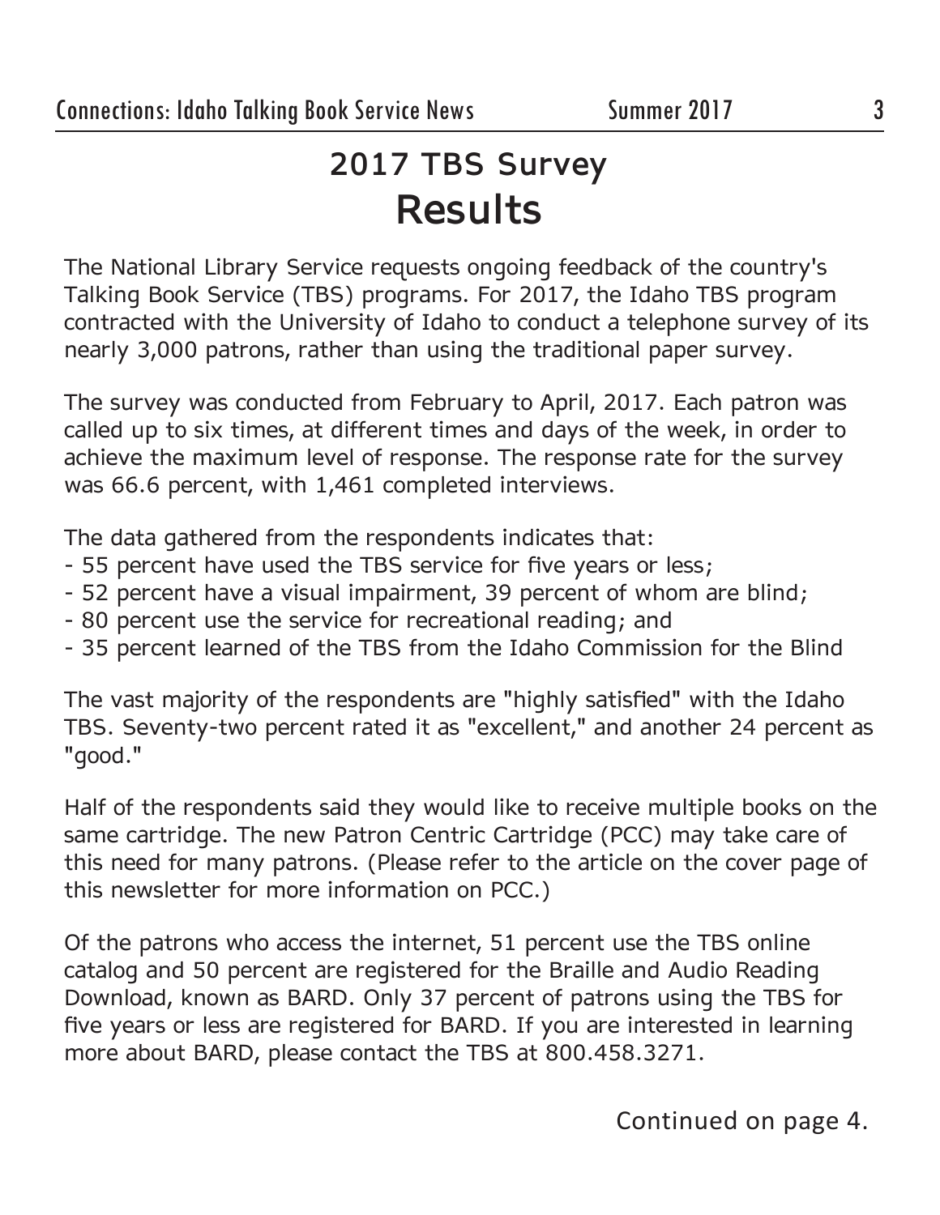# 2017 TBS Survey Results

The National Library Service requests ongoing feedback of the country's Talking Book Service (TBS) programs. For 2017, the Idaho TBS program contracted with the University of Idaho to conduct a telephone survey of its nearly 3,000 patrons, rather than using the traditional paper survey.

The survey was conducted from February to April, 2017. Each patron was called up to six times, at different times and days of the week, in order to achieve the maximum level of response. The response rate for the survey was 66.6 percent, with 1,461 completed interviews.

The data gathered from the respondents indicates that:

- 55 percent have used the TBS service for five years or less;
- 52 percent have a visual impairment, 39 percent of whom are blind;
- 80 percent use the service for recreational reading; and
- 35 percent learned of the TBS from the Idaho Commission for the Blind

The vast majority of the respondents are "highly satisfied" with the Idaho TBS. Seventy-two percent rated it as "excellent," and another 24 percent as "good."

Half of the respondents said they would like to receive multiple books on the same cartridge. The new Patron Centric Cartridge (PCC) may take care of this need for many patrons. (Please refer to the article on the cover page of this newsletter for more information on PCC.)

Of the patrons who access the internet, 51 percent use the TBS online catalog and 50 percent are registered for the Braille and Audio Reading Download, known as BARD. Only 37 percent of patrons using the TBS for five years or less are registered for BARD. If you are interested in learning more about BARD, please contact the TBS at 800.458.3271.

Continued on page 4.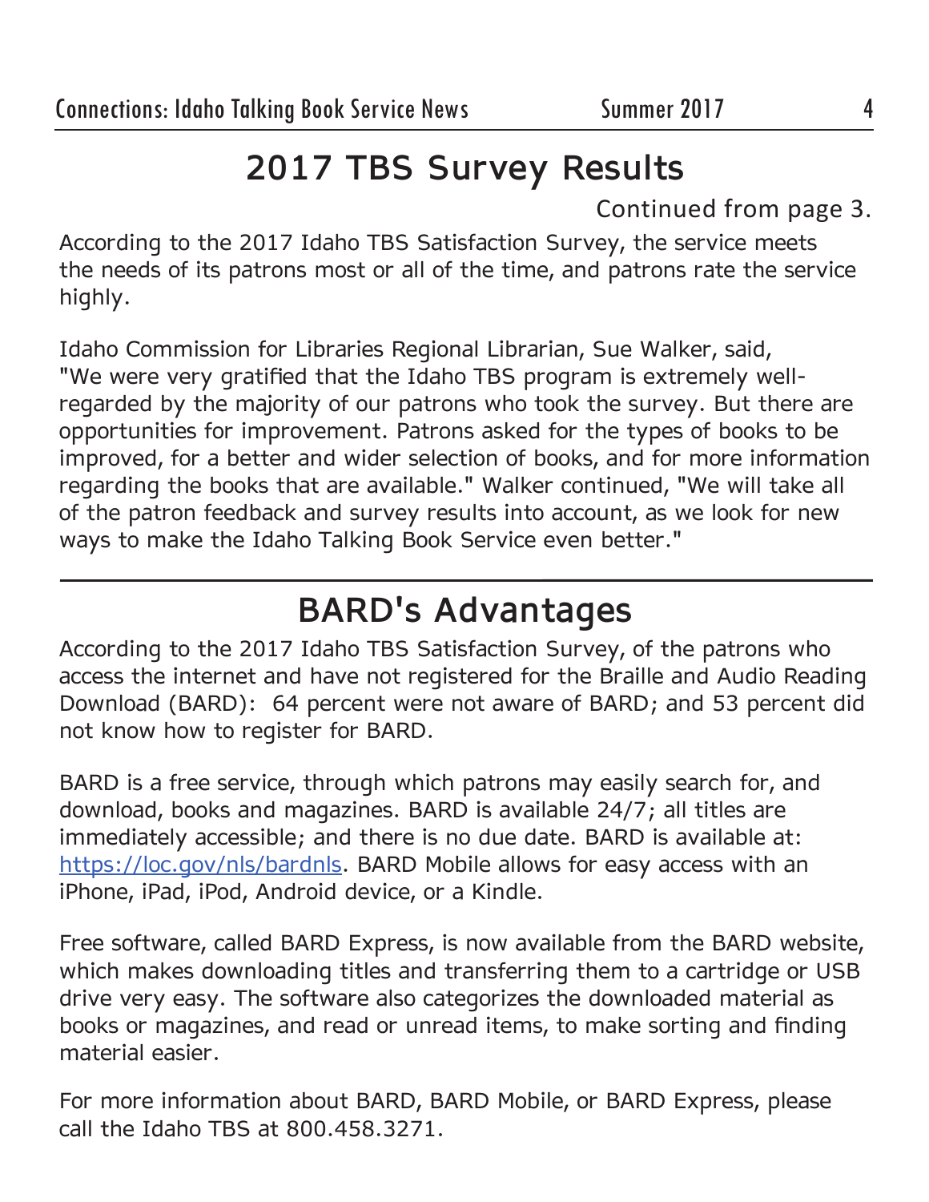# 2017 TBS Survey Results

Continued from page 3.

According to the 2017 Idaho TBS Satisfaction Survey, the service meets the needs of its patrons most or all of the time, and patrons rate the service highly.

Idaho Commission for Libraries Regional Librarian, Sue Walker, said, "We were very gratified that the Idaho TBS program is extremely well-regarded by the majority of our patrons who took the survey. But there are opportunities for improvement. Patrons asked for the types of books to be improved, for a better and wider selection of books, and for more information regarding the books that are available." Walker continued, "We will take all of the patron feedback and survey results into account, as we look for new ways to make the Idaho Talking Book Service even better."

---

# BARD's Advantages

According to the 2017 Idaho TBS Satisfaction Survey, of the patrons who access the internet and have not registered for the Braille and Audio Reading Download (BARD): 64 percent were not aware of BARD; and 53 percent did not know how to register for BARD.

BARD is a free service, through which patrons may easily search for, and download, books and magazines. BARD is available 24/7; all titles are immediately accessible; and there is no due date. BARD is available at: https://loc.gov/nls/bardnls. BARD Mobile allows for easy access with an iPhone, iPad, iPod, Android device, or a Kindle.

Free software, called BARD Express, is now available from the BARD website, which makes downloading titles and transferring them to a cartridge or USB drive very easy. The software also categorizes the downloaded material as books or magazines, and read or unread items, to make sorting and finding material easier.

For more information about BARD, BARD Mobile, or BARD Express, please call the Idaho TBS at 800.458.3271.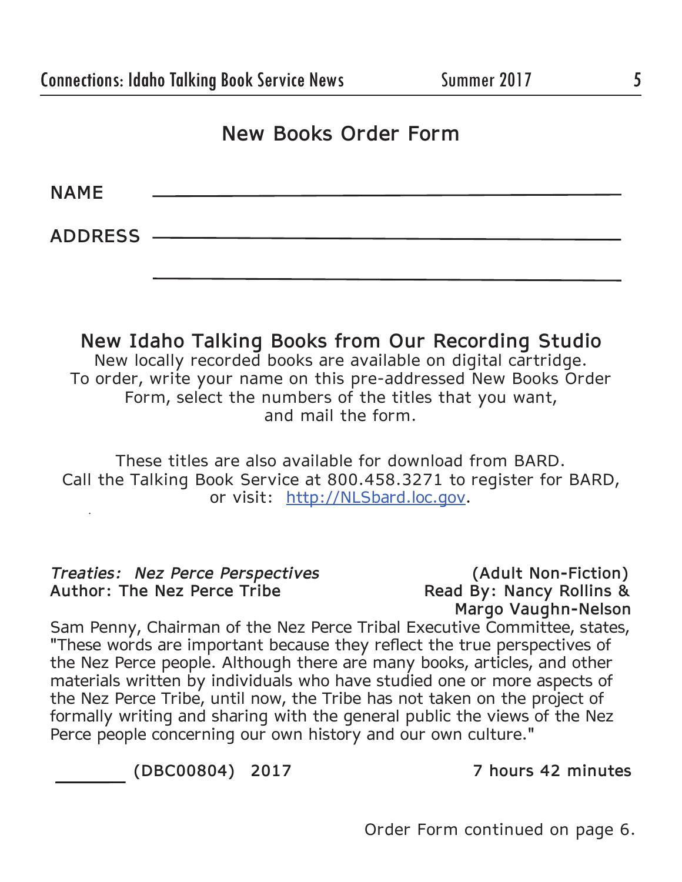# New Books Order Form

NAME ______________________________________________

ADDRESS ___________________________________________

___________________________________________

## New Idaho Talking Books from Our Recording Studio

New locally recorded books are available on digital cartridge. To order, write your name on this pre-addressed New Books Order Form, select the numbers of the titles that you want, and mail the form.

These titles are also available for download from BARD. Call the Talking Book Service at 800.458.3271 to register for BARD, or visit: [http://NLSbard.loc.gov](http://NLSbard.loc.gov).

***Treaties: Nez Perce Perspectives*** **(Adult Non-Fiction)**
**Author: The Nez Perce Tribe**
**Read By: Nancy Rollins & Margo Vaughn-Nelson**

Sam Penny, Chairman of the Nez Perce Tribal Executive Committee, states, "These words are important because they reflect the true perspectives of the Nez Perce people. Although there are many books, articles, and other materials written by individuals who have studied one or more aspects of the Nez Perce Tribe, until now, the Tribe has not taken on the project of formally writing and sharing with the general public the views of the Nez Perce people concerning our own history and our own culture."

______ **(DBC00804) 2017** **7 hours 42 minutes**

Order Form continued on page 6.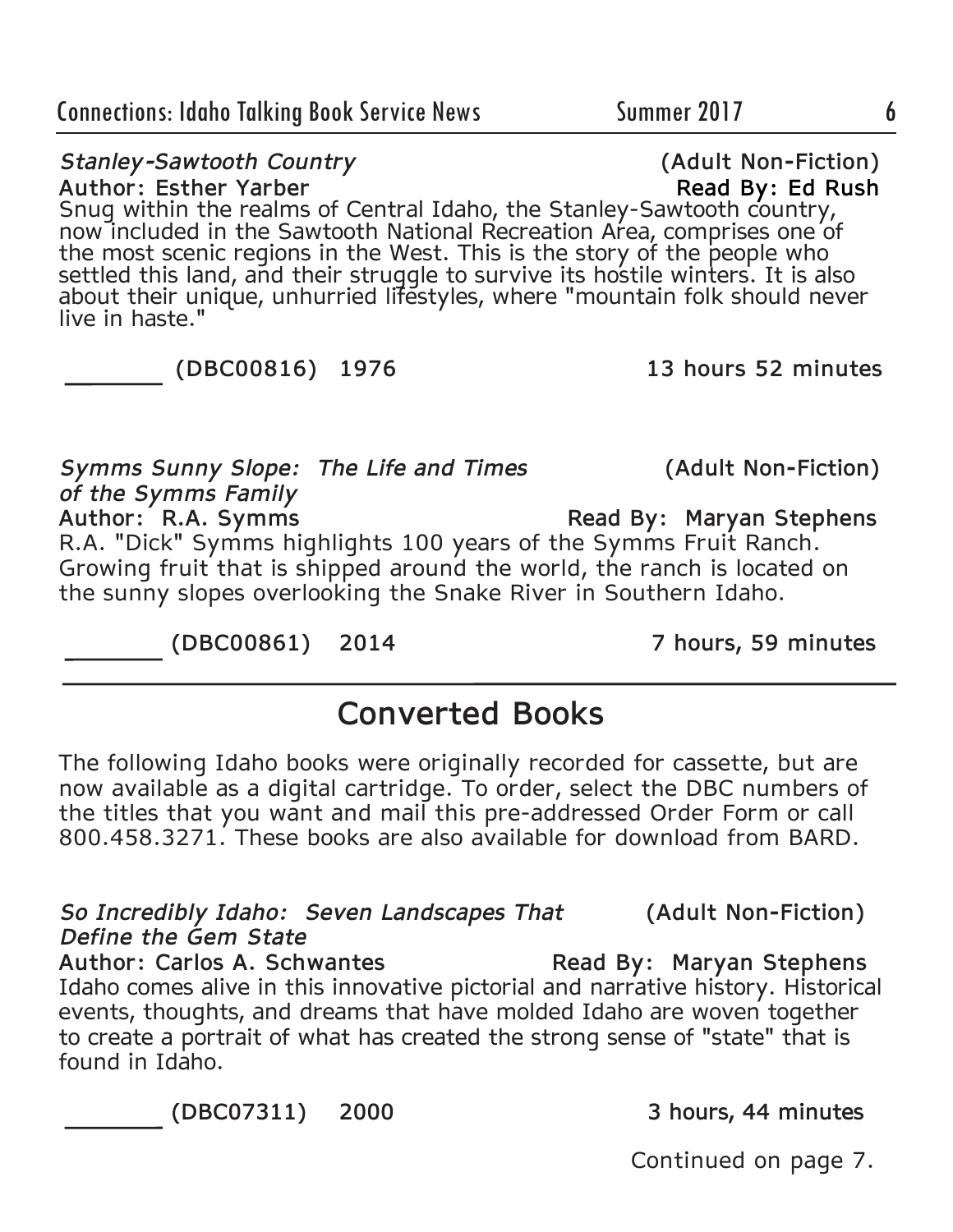*Stanley-Sawtooth Country* (Adult Non-Fiction)
**Author: Esther Yarber** **Read By: Ed Rush**
Snug within the realms of Central Idaho, the Stanley-Sawtooth country, now included in the Sawtooth National Recreation Area, comprises one of the most scenic regions in the West. This is the story of the people who settled this land, and their struggle to survive its hostile winters. It is also about their unique, unhurried lifestyles, where "mountain folk should never live in haste."

**_______ (DBC00816) 1976 13 hours 52 minutes**

*Symms Sunny Slope: The Life and Times of the Symms Family* (Adult Non-Fiction)
**Author: R.A. Symms** **Read By: Maryan Stephens**
R.A. "Dick" Symms highlights 100 years of the Symms Fruit Ranch. Growing fruit that is shipped around the world, the ranch is located on the sunny slopes overlooking the Snake River in Southern Idaho.

**_______ (DBC00861) 2014 7 hours, 59 minutes**

---

## Converted Books

The following Idaho books were originally recorded for cassette, but are now available as a digital cartridge. To order, select the DBC numbers of the titles that you want and mail this pre-addressed Order Form or call 800.458.3271. These books are also available for download from BARD.

*So Incredibly Idaho: Seven Landscapes That Define the Gem State* (Adult Non-Fiction)
**Author: Carlos A. Schwantes** **Read By: Maryan Stephens**
Idaho comes alive in this innovative pictorial and narrative history. Historical events, thoughts, and dreams that have molded Idaho are woven together to create a portrait of what has created the strong sense of "state" that is found in Idaho.

**_______ (DBC07311) 2000 3 hours, 44 minutes**

Continued on page 7.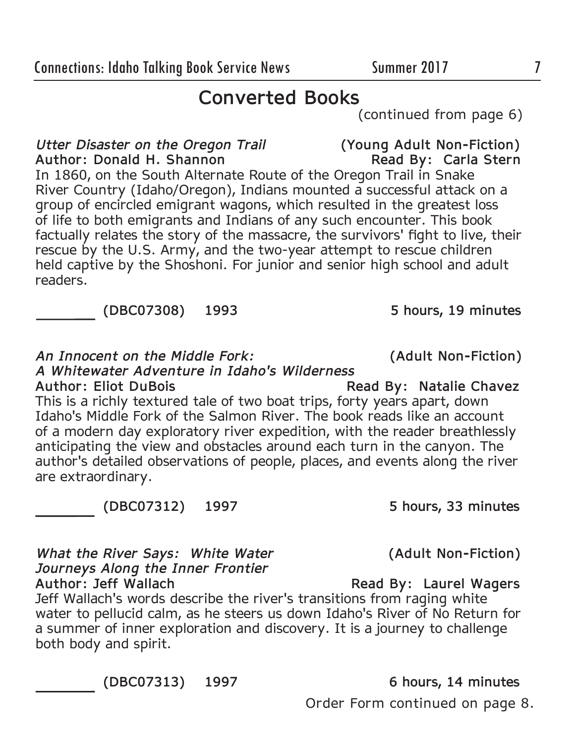## Converted Books

(continued from page 6)

*Utter Disaster on the Oregon Trail* **(Young Adult Non-Fiction)**
**Author: Donald H. Shannon** **Read By: Carla Stern**

In 1860, on the South Alternate Route of the Oregon Trail in Snake River Country (Idaho/Oregon), Indians mounted a successful attack on a group of encircled emigrant wagons, which resulted in the greatest loss of life to both emigrants and Indians of any such encounter. This book factually relates the story of the massacre, the survivors' fight to live, their rescue by the U.S. Army, and the two-year attempt to rescue children held captive by the Shoshoni. For junior and senior high school and adult readers.

_______ **(DBC07308) 1993** **5 hours, 19 minutes**

*An Innocent on the Middle Fork: A Whitewater Adventure in Idaho's Wilderness* **(Adult Non-Fiction)**
**Author: Eliot DuBois** **Read By: Natalie Chavez**

This is a richly textured tale of two boat trips, forty years apart, down Idaho's Middle Fork of the Salmon River. The book reads like an account of a modern day exploratory river expedition, with the reader breathlessly anticipating the view and obstacles around each turn in the canyon. The author's detailed observations of people, places, and events along the river are extraordinary.

_______ **(DBC07312) 1997** **5 hours, 33 minutes**

*What the River Says: White Water Journeys Along the Inner Frontier* **(Adult Non-Fiction)**
**Author: Jeff Wallach** **Read By: Laurel Wagers**

Jeff Wallach's words describe the river's transitions from raging white water to pellucid calm, as he steers us down Idaho's River of No Return for a summer of inner exploration and discovery. It is a journey to challenge both body and spirit.

_______ **(DBC07313) 1997** **6 hours, 14 minutes**

Order Form continued on page 8.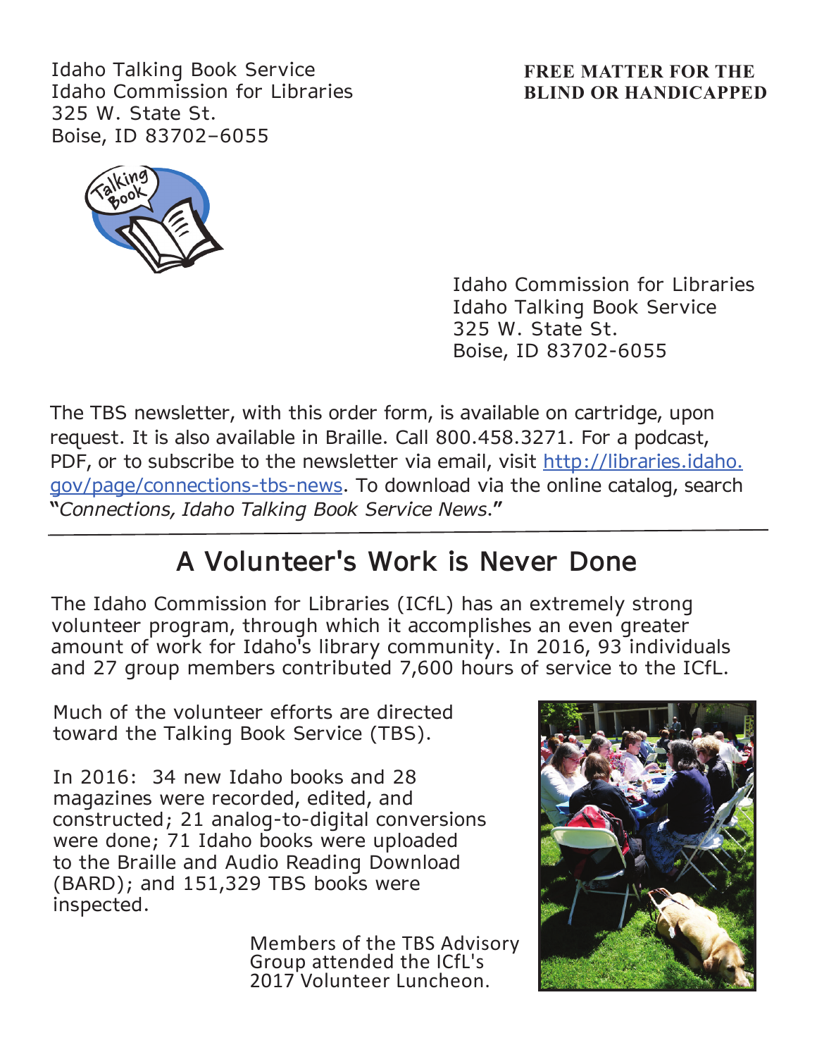Idaho Talking Book Service
Idaho Commission for Libraries
325 W. State St.
Boise, ID 83702-6055

**FREE MATTER FOR THE BLIND OR HANDICAPPED**

Idaho Commission for Libraries
Idaho Talking Book Service
325 W. State St.
Boise, ID 83702-6055

The TBS newsletter, with this order form, is available on cartridge, upon request. It is also available in Braille. Call 800.458.3271. For a podcast, PDF, or to subscribe to the newsletter via email, visit http://libraries.idaho.gov/page/connections-tbs-news. To download via the online catalog, search "*Connections, Idaho Talking Book Service News*."

## A Volunteer's Work is Never Done

The Idaho Commission for Libraries (ICfL) has an extremely strong volunteer program, through which it accomplishes an even greater amount of work for Idaho's library community. In 2016, 93 individuals and 27 group members contributed 7,600 hours of service to the ICfL.

Much of the volunteer efforts are directed toward the Talking Book Service (TBS).

In 2016: 34 new Idaho books and 28 magazines were recorded, edited, and constructed; 21 analog-to-digital conversions were done; 71 Idaho books were uploaded to the Braille and Audio Reading Download (BARD); and 151,329 TBS books were inspected.

Members of the TBS Advisory Group attended the ICfL's 2017 Volunteer Luncheon.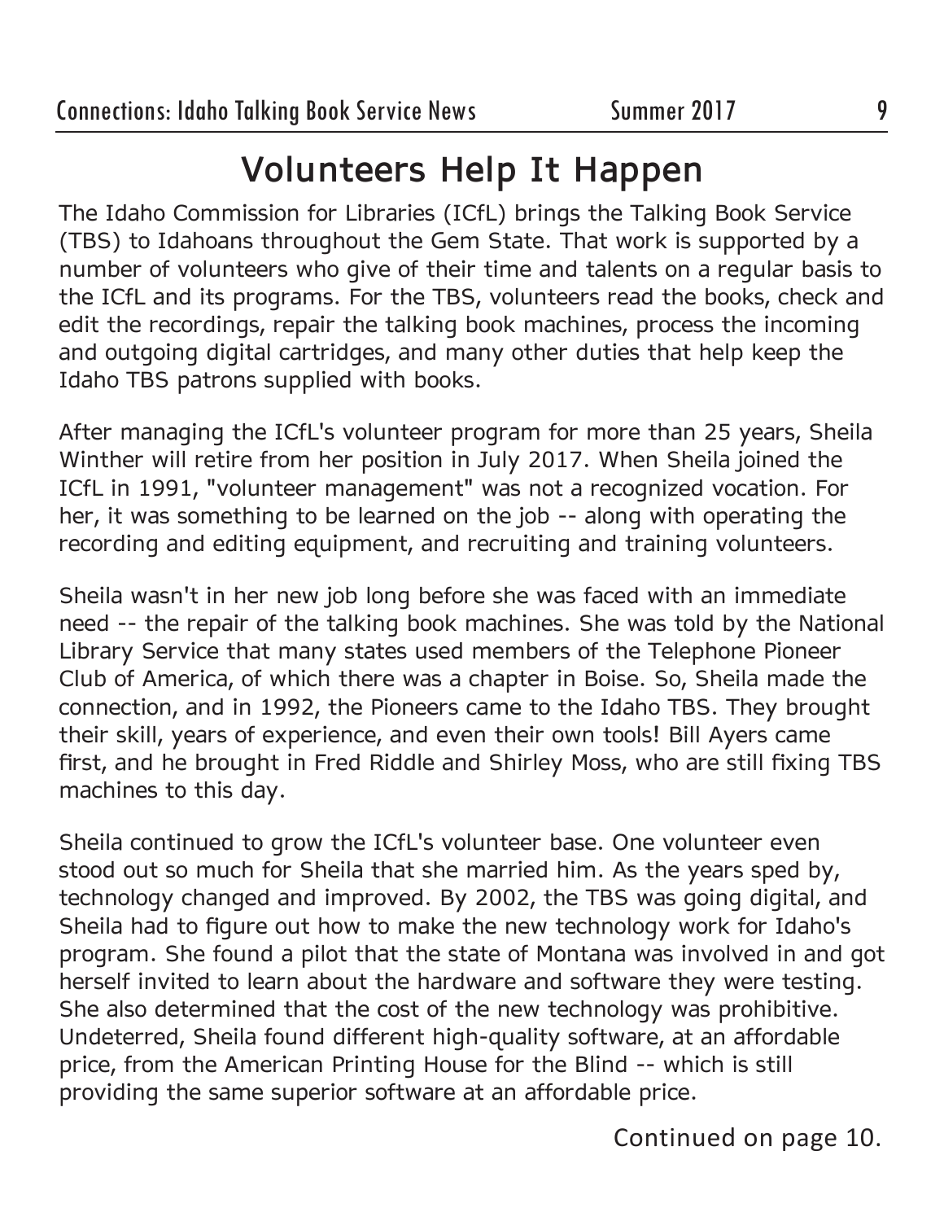# Volunteers Help It Happen

The Idaho Commission for Libraries (ICfL) brings the Talking Book Service (TBS) to Idahoans throughout the Gem State. That work is supported by a number of volunteers who give of their time and talents on a regular basis to the ICfL and its programs. For the TBS, volunteers read the books, check and edit the recordings, repair the talking book machines, process the incoming and outgoing digital cartridges, and many other duties that help keep the Idaho TBS patrons supplied with books.

After managing the ICfL's volunteer program for more than 25 years, Sheila Winther will retire from her position in July 2017. When Sheila joined the ICfL in 1991, "volunteer management" was not a recognized vocation. For her, it was something to be learned on the job -- along with operating the recording and editing equipment, and recruiting and training volunteers.

Sheila wasn't in her new job long before she was faced with an immediate need -- the repair of the talking book machines. She was told by the National Library Service that many states used members of the Telephone Pioneer Club of America, of which there was a chapter in Boise. So, Sheila made the connection, and in 1992, the Pioneers came to the Idaho TBS. They brought their skill, years of experience, and even their own tools! Bill Ayers came first, and he brought in Fred Riddle and Shirley Moss, who are still fixing TBS machines to this day.

Sheila continued to grow the ICfL's volunteer base. One volunteer even stood out so much for Sheila that she married him. As the years sped by, technology changed and improved. By 2002, the TBS was going digital, and Sheila had to figure out how to make the new technology work for Idaho's program. She found a pilot that the state of Montana was involved in and got herself invited to learn about the hardware and software they were testing. She also determined that the cost of the new technology was prohibitive. Undeterred, Sheila found different high-quality software, at an affordable price, from the American Printing House for the Blind -- which is still providing the same superior software at an affordable price.

Continued on page 10.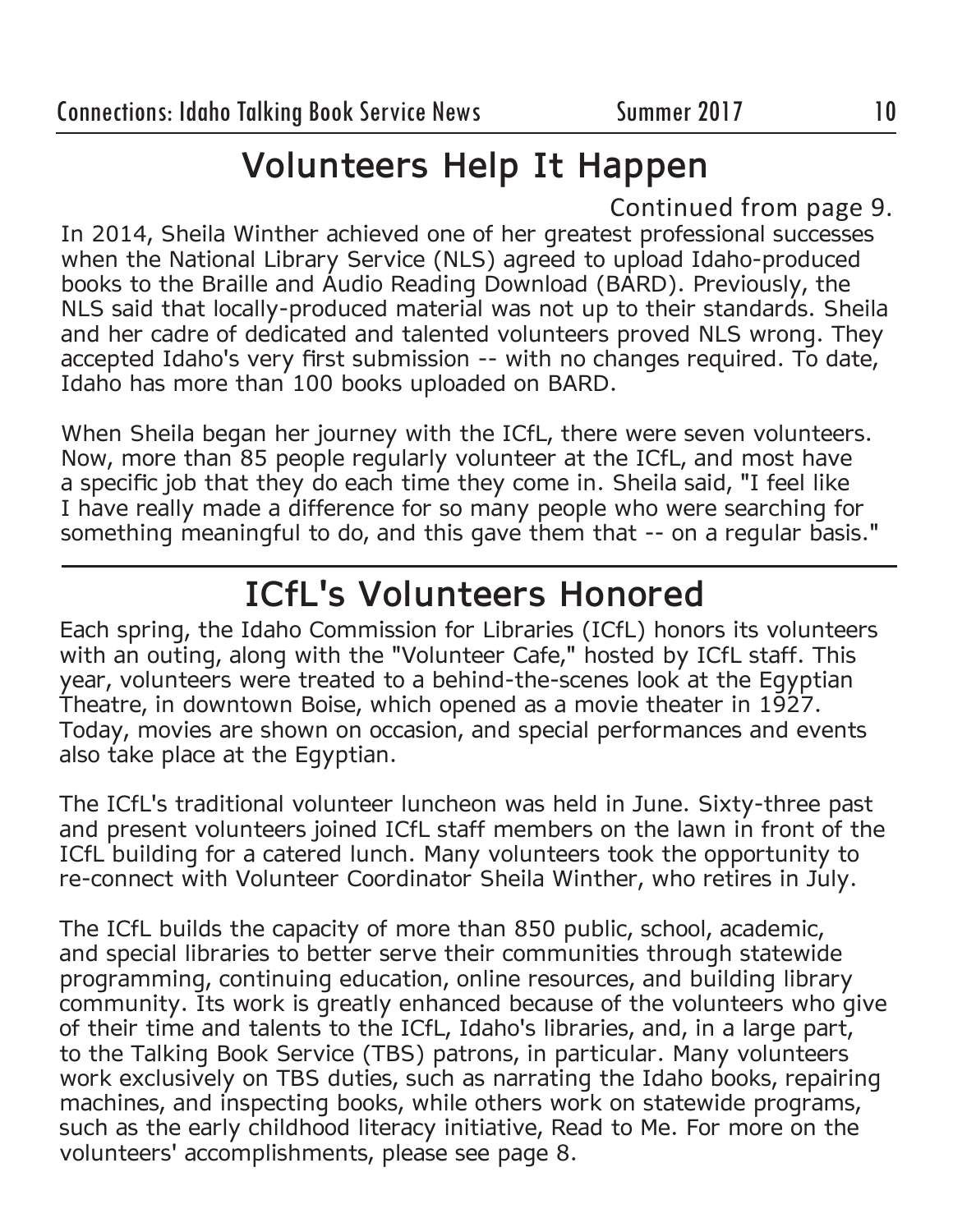# Volunteers Help It Happen

Continued from page 9.

In 2014, Sheila Winther achieved one of her greatest professional successes when the National Library Service (NLS) agreed to upload Idaho-produced books to the Braille and Audio Reading Download (BARD). Previously, the NLS said that locally-produced material was not up to their standards. Sheila and her cadre of dedicated and talented volunteers proved NLS wrong. They accepted Idaho's very first submission -- with no changes required. To date, Idaho has more than 100 books uploaded on BARD.

When Sheila began her journey with the ICfL, there were seven volunteers. Now, more than 85 people regularly volunteer at the ICfL, and most have a specific job that they do each time they come in. Sheila said, "I feel like I have really made a difference for so many people who were searching for something meaningful to do, and this gave them that -- on a regular basis."

# ICfL's Volunteers Honored

Each spring, the Idaho Commission for Libraries (ICfL) honors its volunteers with an outing, along with the "Volunteer Cafe," hosted by ICfL staff. This year, volunteers were treated to a behind-the-scenes look at the Egyptian Theatre, in downtown Boise, which opened as a movie theater in 1927. Today, movies are shown on occasion, and special performances and events also take place at the Egyptian.

The ICfL's traditional volunteer luncheon was held in June. Sixty-three past and present volunteers joined ICfL staff members on the lawn in front of the ICfL building for a catered lunch. Many volunteers took the opportunity to re-connect with Volunteer Coordinator Sheila Winther, who retires in July.

The ICfL builds the capacity of more than 850 public, school, academic, and special libraries to better serve their communities through statewide programming, continuing education, online resources, and building library community. Its work is greatly enhanced because of the volunteers who give of their time and talents to the ICfL, Idaho's libraries, and, in a large part, to the Talking Book Service (TBS) patrons, in particular. Many volunteers work exclusively on TBS duties, such as narrating the Idaho books, repairing machines, and inspecting books, while others work on statewide programs, such as the early childhood literacy initiative, Read to Me. For more on the volunteers' accomplishments, please see page 8.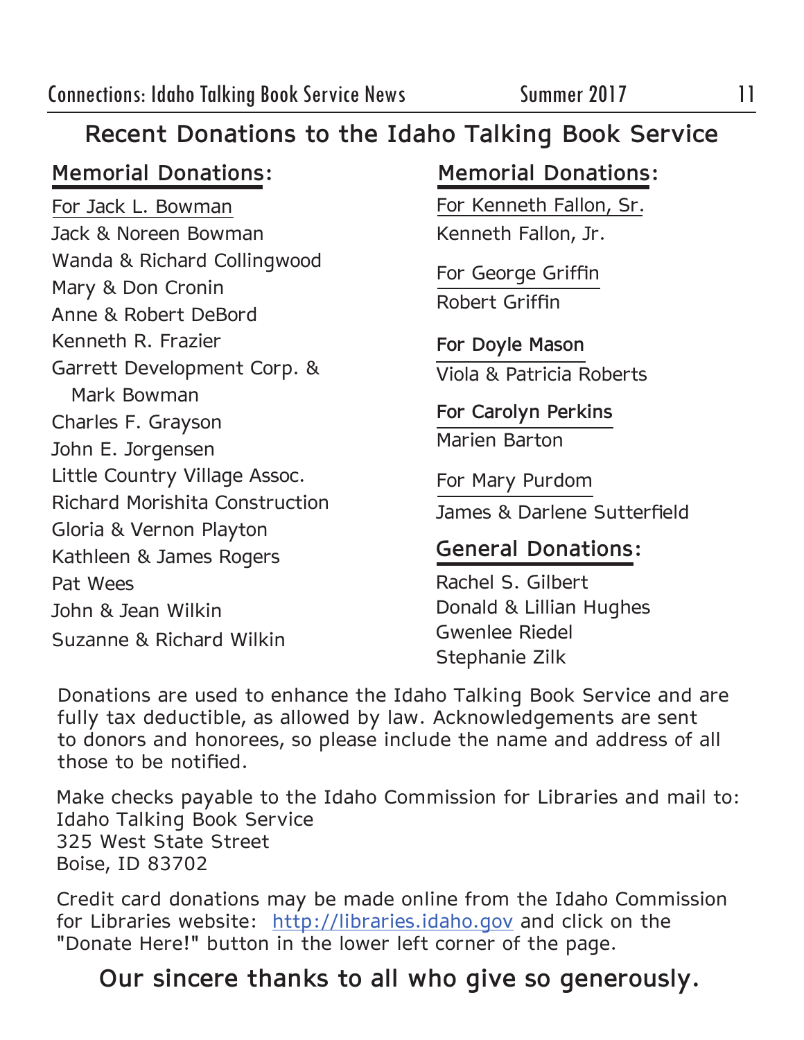# Recent Donations to the Idaho Talking Book Service

## Memorial Donations:

For Jack L. Bowman

Jack & Noreen Bowman
Wanda & Richard Collingwood
Mary & Don Cronin
Anne & Robert DeBord
Kenneth R. Frazier
Garrett Development Corp. & Mark Bowman
Charles F. Grayson
John E. Jorgensen
Little Country Village Assoc.
Richard Morishita Construction
Gloria & Vernon Playton
Kathleen & James Rogers
Pat Wees
John & Jean Wilkin
Suzanne & Richard Wilkin

## Memorial Donations:

For Kenneth Fallon, Sr.

Kenneth Fallon, Jr.

For George Griffin

Robert Griffin

For Doyle Mason

Viola & Patricia Roberts

For Carolyn Perkins

Marien Barton

For Mary Purdom

James & Darlene Sutterfield

## General Donations:

Rachel S. Gilbert
Donald & Lillian Hughes
Gwenlee Riedel
Stephanie Zilk

Donations are used to enhance the Idaho Talking Book Service and are fully tax deductible, as allowed by law. Acknowledgements are sent to donors and honorees, so please include the name and address of all those to be notified.

Make checks payable to the Idaho Commission for Libraries and mail to:
Idaho Talking Book Service
325 West State Street
Boise, ID 83702

Credit card donations may be made online from the Idaho Commission for Libraries website: http://libraries.idaho.gov and click on the "Donate Here!" button in the lower left corner of the page.

**Our sincere thanks to all who give so generously.**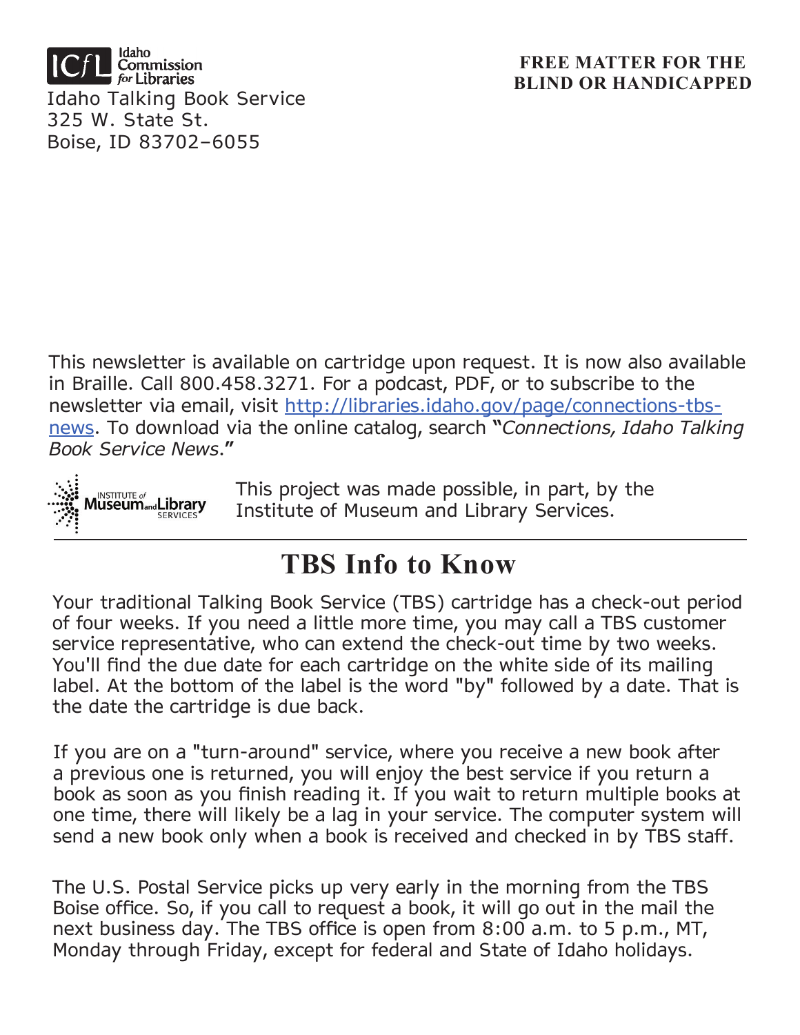Idaho Commission for Libraries

Idaho Talking Book Service
325 W. State St.
Boise, ID 83702-6055

**FREE MATTER FOR THE BLIND OR HANDICAPPED**

This newsletter is available on cartridge upon request. It is now also available in Braille. Call 800.458.3271. For a podcast, PDF, or to subscribe to the newsletter via email, visit [http://libraries.idaho.gov/page/connections-tbs-news](http://libraries.idaho.gov/page/connections-tbs-news). To download via the online catalog, search **"***Connections, Idaho Talking Book Service News.***"**

INSTITUTE of Museum and Library SERVICES

This project was made possible, in part, by the Institute of Museum and Library Services.

# TBS Info to Know

Your traditional Talking Book Service (TBS) cartridge has a check-out period of four weeks. If you need a little more time, you may call a TBS customer service representative, who can extend the check-out time by two weeks. You'll find the due date for each cartridge on the white side of its mailing label. At the bottom of the label is the word "by" followed by a date. That is the date the cartridge is due back.

If you are on a "turn-around" service, where you receive a new book after a previous one is returned, you will enjoy the best service if you return a book as soon as you finish reading it. If you wait to return multiple books at one time, there will likely be a lag in your service. The computer system will send a new book only when a book is received and checked in by TBS staff.

The U.S. Postal Service picks up very early in the morning from the TBS Boise office. So, if you call to request a book, it will go out in the mail the next business day. The TBS office is open from 8:00 a.m. to 5 p.m., MT, Monday through Friday, except for federal and State of Idaho holidays.